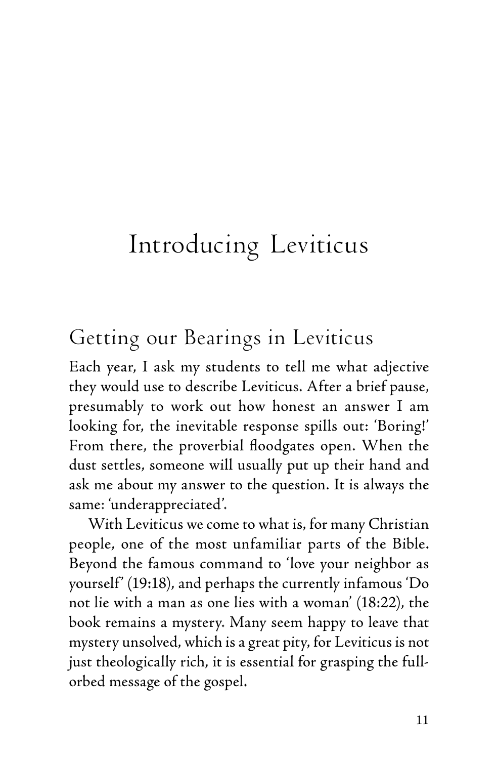# Introducing Leviticus

## Getting our Bearings in Leviticus

Each year, I ask my students to tell me what adjective they would use to describe Leviticus. After a brief pause, presumably to work out how honest an answer I am looking for, the inevitable response spills out: 'Boring!' From there, the proverbial floodgates open. When the dust settles, someone will usually put up their hand and ask me about my answer to the question. It is always the same: 'underappreciated'.

With Leviticus we come to what is, for many Christian people, one of the most unfamiliar parts of the Bible. Beyond the famous command to 'love your neighbor as yourself' (19:18), and perhaps the currently infamous 'Do not lie with a man as one lies with a woman' (18:22), the book remains a mystery. Many seem happy to leave that mystery unsolved, which is a great pity, for Leviticus is not just theologically rich, it is essential for grasping the full-orbed message of the gospel.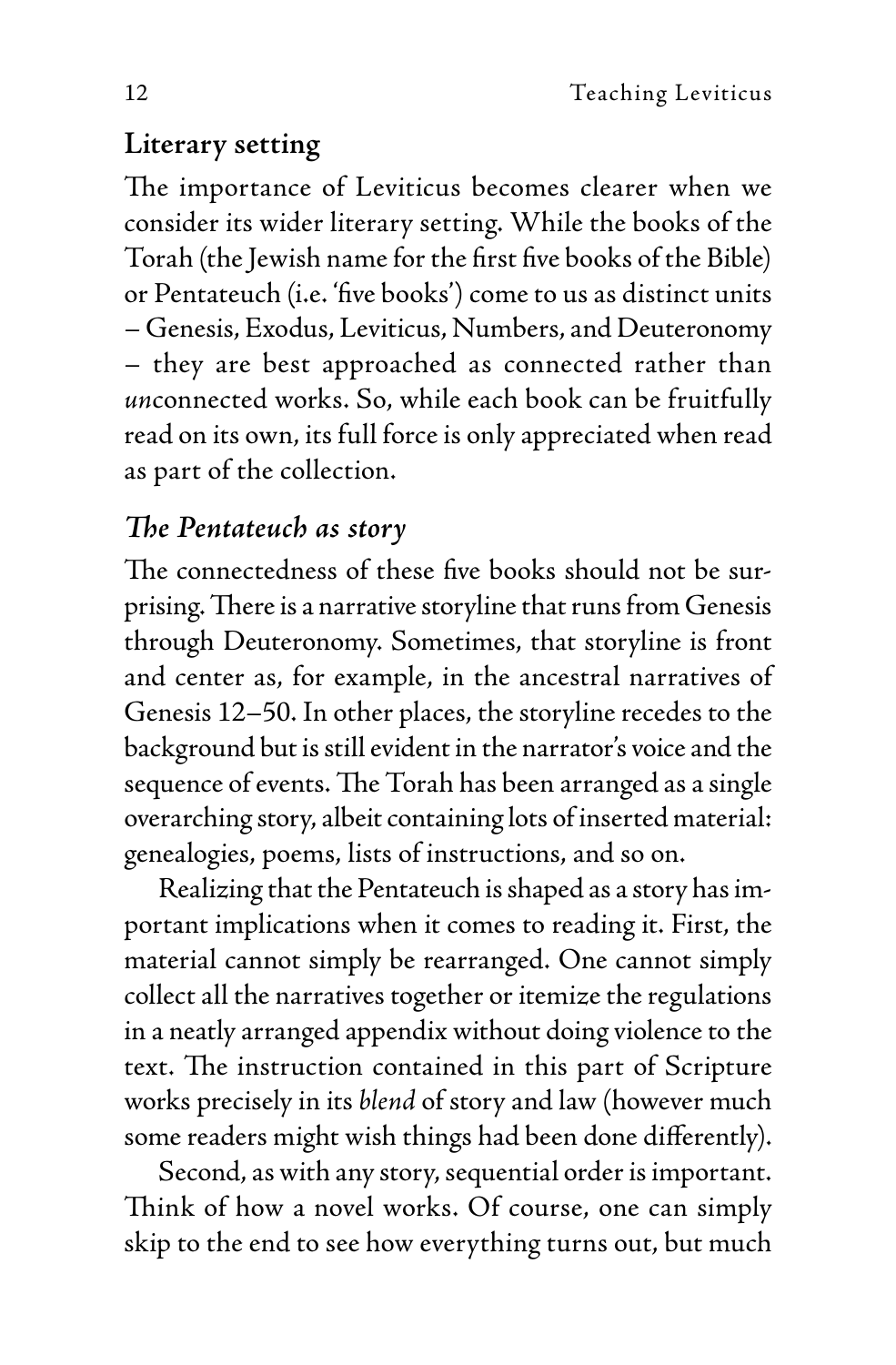## Literary setting

The importance of Leviticus becomes clearer when we consider its wider literary setting. While the books of the Torah (the Jewish name for the first five books of the Bible) or Pentateuch (i.e. 'five books') come to us as distinct units – Genesis, Exodus, Leviticus, Numbers, and Deuteronomy – they are best approached as connected rather than *un*connected works. So, while each book can be fruitfully read on its own, its full force is only appreciated when read as part of the collection.

### *The Pentateuch as story*

The connectedness of these five books should not be surprising. There is a narrative storyline that runs from Genesis through Deuteronomy. Sometimes, that storyline is front and center as, for example, in the ancestral narratives of Genesis 12–50. In other places, the storyline recedes to the background but is still evident in the narrator's voice and the sequence of events. The Torah has been arranged as a single overarching story, albeit containing lots of inserted material: genealogies, poems, lists of instructions, and so on.

Realizing that the Pentateuch is shaped as a story has important implications when it comes to reading it. First, the material cannot simply be rearranged. One cannot simply collect all the narratives together or itemize the regulations in a neatly arranged appendix without doing violence to the text. The instruction contained in this part of Scripture works precisely in its *blend* of story and law (however much some readers might wish things had been done differently).

Second, as with any story, sequential order is important. Think of how a novel works. Of course, one can simply skip to the end to see how everything turns out, but much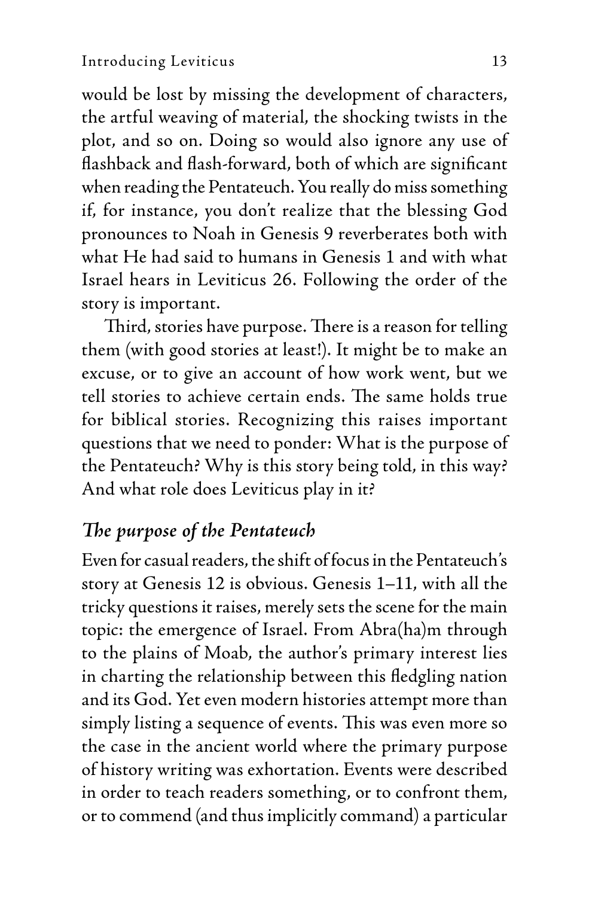would be lost by missing the development of characters, the artful weaving of material, the shocking twists in the plot, and so on. Doing so would also ignore any use of flashback and flash-forward, both of which are significant when reading the Pentateuch. You really do miss something if, for instance, you don't realize that the blessing God pronounces to Noah in Genesis 9 reverberates both with what He had said to humans in Genesis 1 and with what Israel hears in Leviticus 26. Following the order of the story is important.

Third, stories have purpose. There is a reason for telling them (with good stories at least!). It might be to make an excuse, or to give an account of how work went, but we tell stories to achieve certain ends. The same holds true for biblical stories. Recognizing this raises important questions that we need to ponder: What is the purpose of the Pentateuch? Why is this story being told, in this way? And what role does Leviticus play in it?

## *The purpose of the Pentateuch*

Even for casual readers, the shift of focus in the Pentateuch's story at Genesis 12 is obvious. Genesis 1–11, with all the tricky questions it raises, merely sets the scene for the main topic: the emergence of Israel. From Abra(ha)m through to the plains of Moab, the author's primary interest lies in charting the relationship between this fledgling nation and its God. Yet even modern histories attempt more than simply listing a sequence of events. This was even more so the case in the ancient world where the primary purpose of history writing was exhortation. Events were described in order to teach readers something, or to confront them, or to commend (and thus implicitly command) a particular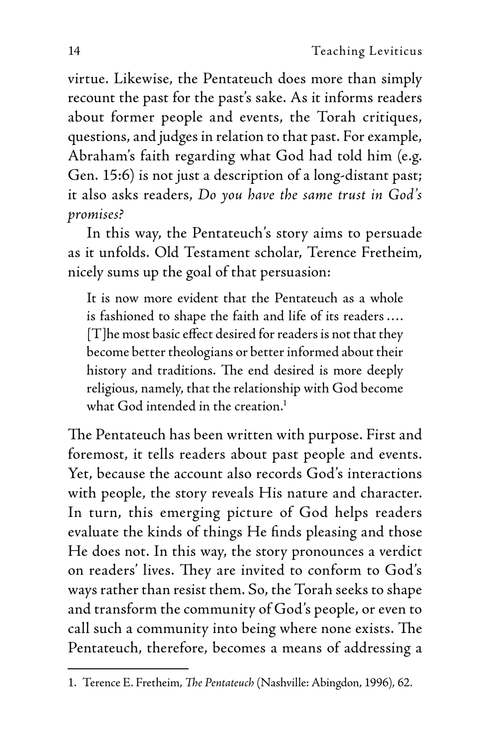virtue. Likewise, the Pentateuch does more than simply recount the past for the past's sake. As it informs readers about former people and events, the Torah critiques, questions, and judges in relation to that past. For example, Abraham's faith regarding what God had told him (e.g. Gen. 15:6) is not just a description of a long-distant past; it also asks readers, *Do you have the same trust in God's promises?*

In this way, the Pentateuch's story aims to persuade as it unfolds. Old Testament scholar, Terence Fretheim, nicely sums up the goal of that persuasion:

> It is now more evident that the Pentateuch as a whole is fashioned to shape the faith and life of its readers .... [T]he most basic effect desired for readers is not that they become better theologians or better informed about their history and traditions. The end desired is more deeply religious, namely, that the relationship with God become what God intended in the creation.[1]

The Pentateuch has been written with purpose. First and foremost, it tells readers about past people and events. Yet, because the account also records God's interactions with people, the story reveals His nature and character. In turn, this emerging picture of God helps readers evaluate the kinds of things He finds pleasing and those He does not. In this way, the story pronounces a verdict on readers' lives. They are invited to conform to God's ways rather than resist them. So, the Torah seeks to shape and transform the community of God's people, or even to call such a community into being where none exists. The Pentateuch, therefore, becomes a means of addressing a

---

1. Terence E. Fretheim, *The Pentateuch* (Nashville: Abingdon, 1996), 62.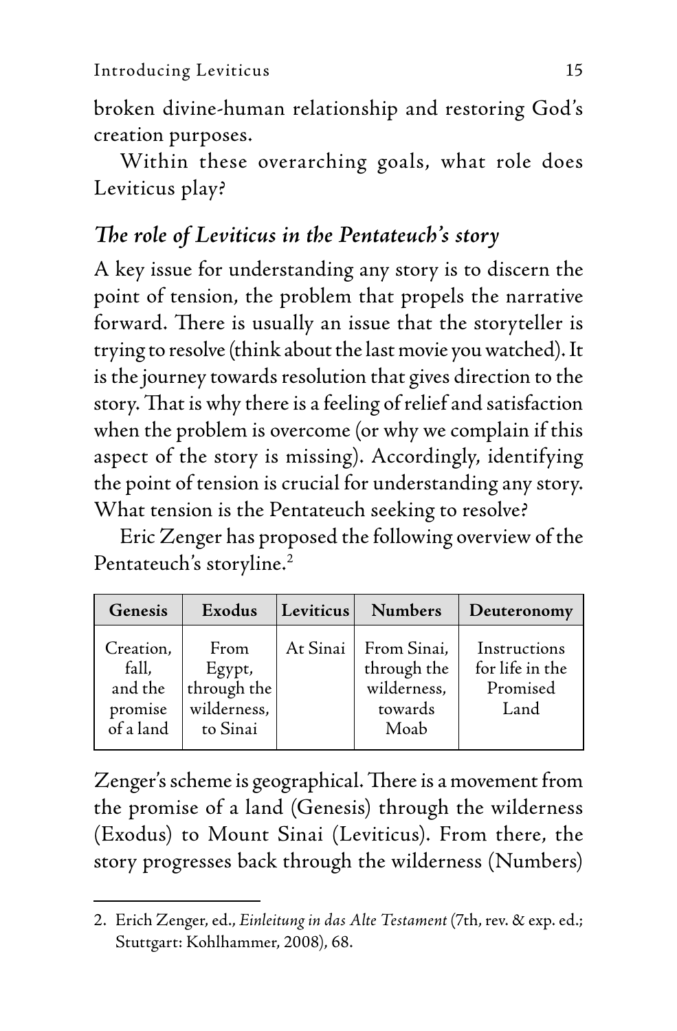broken divine-human relationship and restoring God's creation purposes.

Within these overarching goals, what role does Leviticus play?

### *The role of Leviticus in the Pentateuch's story*

A key issue for understanding any story is to discern the point of tension, the problem that propels the narrative forward. There is usually an issue that the storyteller is trying to resolve (think about the last movie you watched). It is the journey towards resolution that gives direction to the story. That is why there is a feeling of relief and satisfaction when the problem is overcome (or why we complain if this aspect of the story is missing). Accordingly, identifying the point of tension is crucial for understanding any story. What tension is the Pentateuch seeking to resolve?

Eric Zenger has proposed the following overview of the Pentateuch's storyline.[2]

| Genesis | Exodus | Leviticus | Numbers | Deuteronomy |
|---|---|---|---|---|
| Creation, fall, and the promise of a land | From Egypt, through the wilderness, to Sinai | At Sinai | From Sinai, through the wilderness, towards Moab | Instructions for life in the Promised Land |

Zenger's scheme is geographical. There is a movement from the promise of a land (Genesis) through the wilderness (Exodus) to Mount Sinai (Leviticus). From there, the story progresses back through the wilderness (Numbers)

---

2. Erich Zenger, ed., *Einleitung in das Alte Testament* (7th, rev. & exp. ed.; Stuttgart: Kohlhammer, 2008), 68.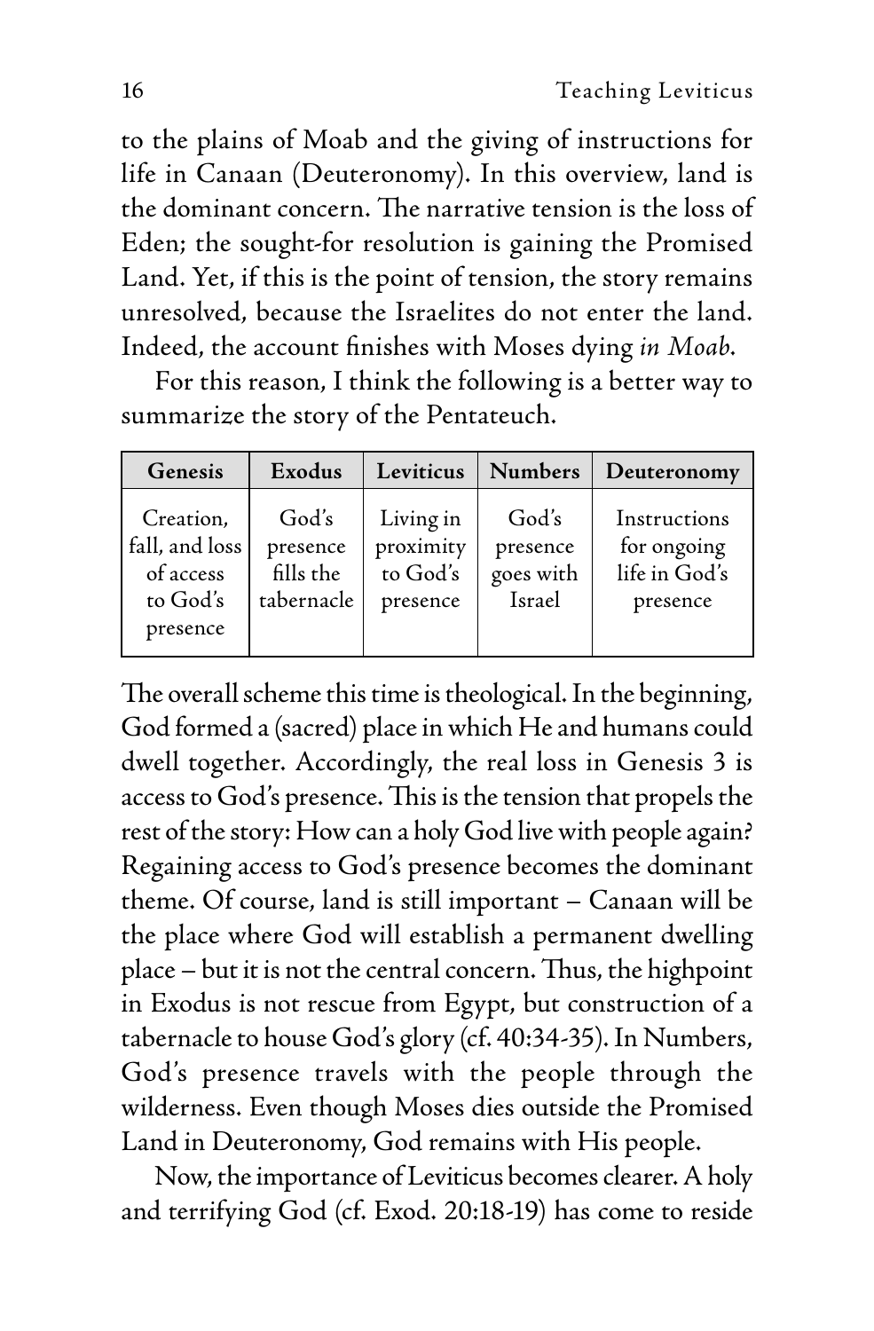to the plains of Moab and the giving of instructions for life in Canaan (Deuteronomy). In this overview, land is the dominant concern. The narrative tension is the loss of Eden; the sought-for resolution is gaining the Promised Land. Yet, if this is the point of tension, the story remains unresolved, because the Israelites do not enter the land. Indeed, the account finishes with Moses dying *in Moab*.

For this reason, I think the following is a better way to summarize the story of the Pentateuch.

| Genesis | Exodus | Leviticus | Numbers | Deuteronomy |
|---|---|---|---|---|
| Creation, fall, and loss of access to God's presence | God's presence fills the tabernacle | Living in proximity to God's presence | God's presence goes with Israel | Instructions for ongoing life in God's presence |

The overall scheme this time is theological. In the beginning, God formed a (sacred) place in which He and humans could dwell together. Accordingly, the real loss in Genesis 3 is access to God's presence. This is the tension that propels the rest of the story: How can a holy God live with people again? Regaining access to God's presence becomes the dominant theme. Of course, land is still important – Canaan will be the place where God will establish a permanent dwelling place – but it is not the central concern. Thus, the highpoint in Exodus is not rescue from Egypt, but construction of a tabernacle to house God's glory (cf. 40:34-35). In Numbers, God's presence travels with the people through the wilderness. Even though Moses dies outside the Promised Land in Deuteronomy, God remains with His people.

Now, the importance of Leviticus becomes clearer. A holy and terrifying God (cf. Exod. 20:18-19) has come to reside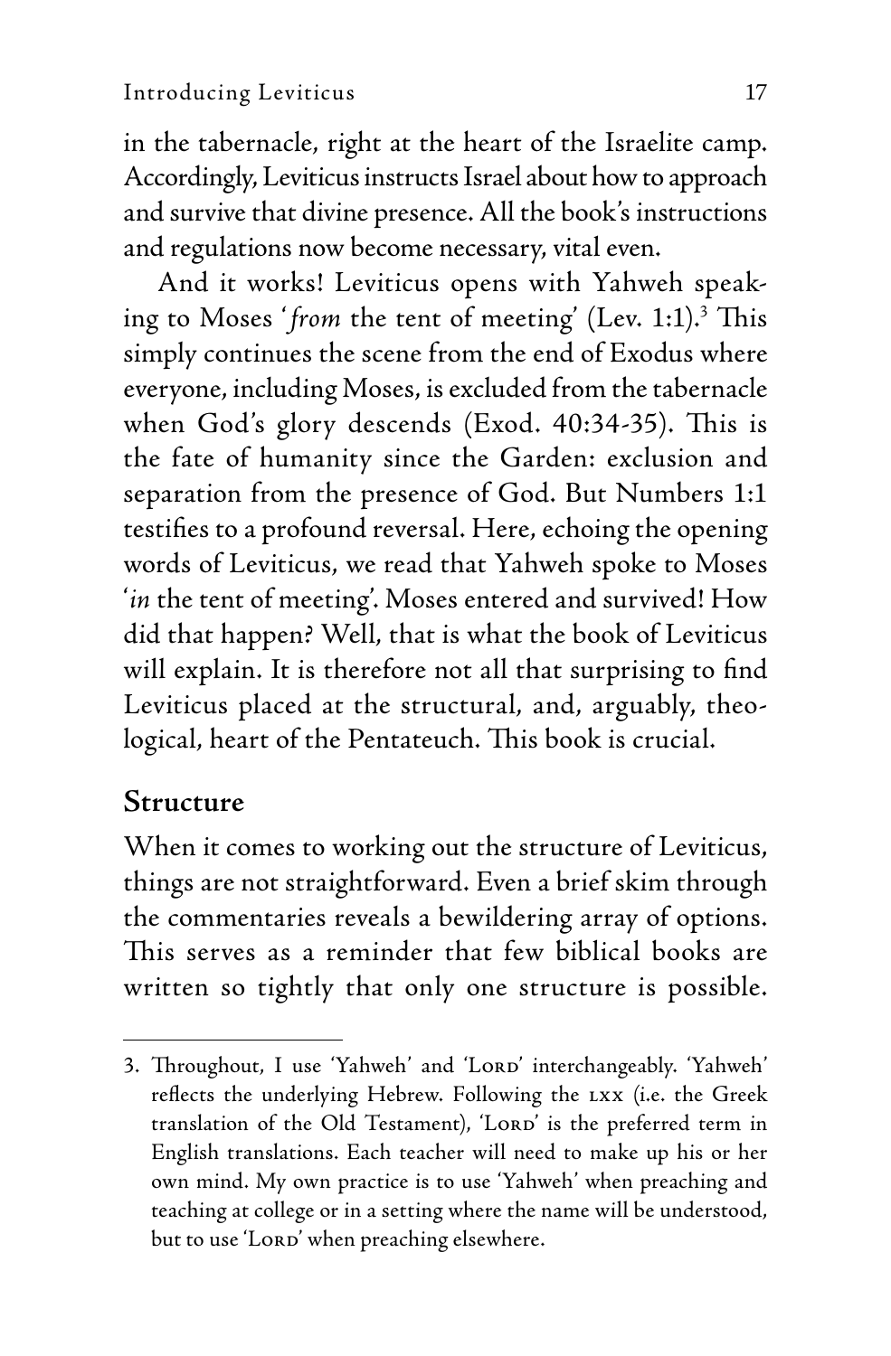in the tabernacle, right at the heart of the Israelite camp. Accordingly, Leviticus instructs Israel about how to approach and survive that divine presence. All the book's instructions and regulations now become necessary, vital even.

And it works! Leviticus opens with Yahweh speaking to Moses '*from* the tent of meeting' (Lev. 1:1).[3] This simply continues the scene from the end of Exodus where everyone, including Moses, is excluded from the tabernacle when God's glory descends (Exod. 40:34-35). This is the fate of humanity since the Garden: exclusion and separation from the presence of God. But Numbers 1:1 testifies to a profound reversal. Here, echoing the opening words of Leviticus, we read that Yahweh spoke to Moses '*in* the tent of meeting'. Moses entered and survived! How did that happen? Well, that is what the book of Leviticus will explain. It is therefore not all that surprising to find Leviticus placed at the structural, and, arguably, theological, heart of the Pentateuch. This book is crucial.

## Structure

When it comes to working out the structure of Leviticus, things are not straightforward. Even a brief skim through the commentaries reveals a bewildering array of options. This serves as a reminder that few biblical books are written so tightly that only one structure is possible.

---

3. Throughout, I use 'Yahweh' and 'LORD' interchangeably. 'Yahweh' reflects the underlying Hebrew. Following the LXX (i.e. the Greek translation of the Old Testament), 'LORD' is the preferred term in English translations. Each teacher will need to make up his or her own mind. My own practice is to use 'Yahweh' when preaching and teaching at college or in a setting where the name will be understood, but to use 'LORD' when preaching elsewhere.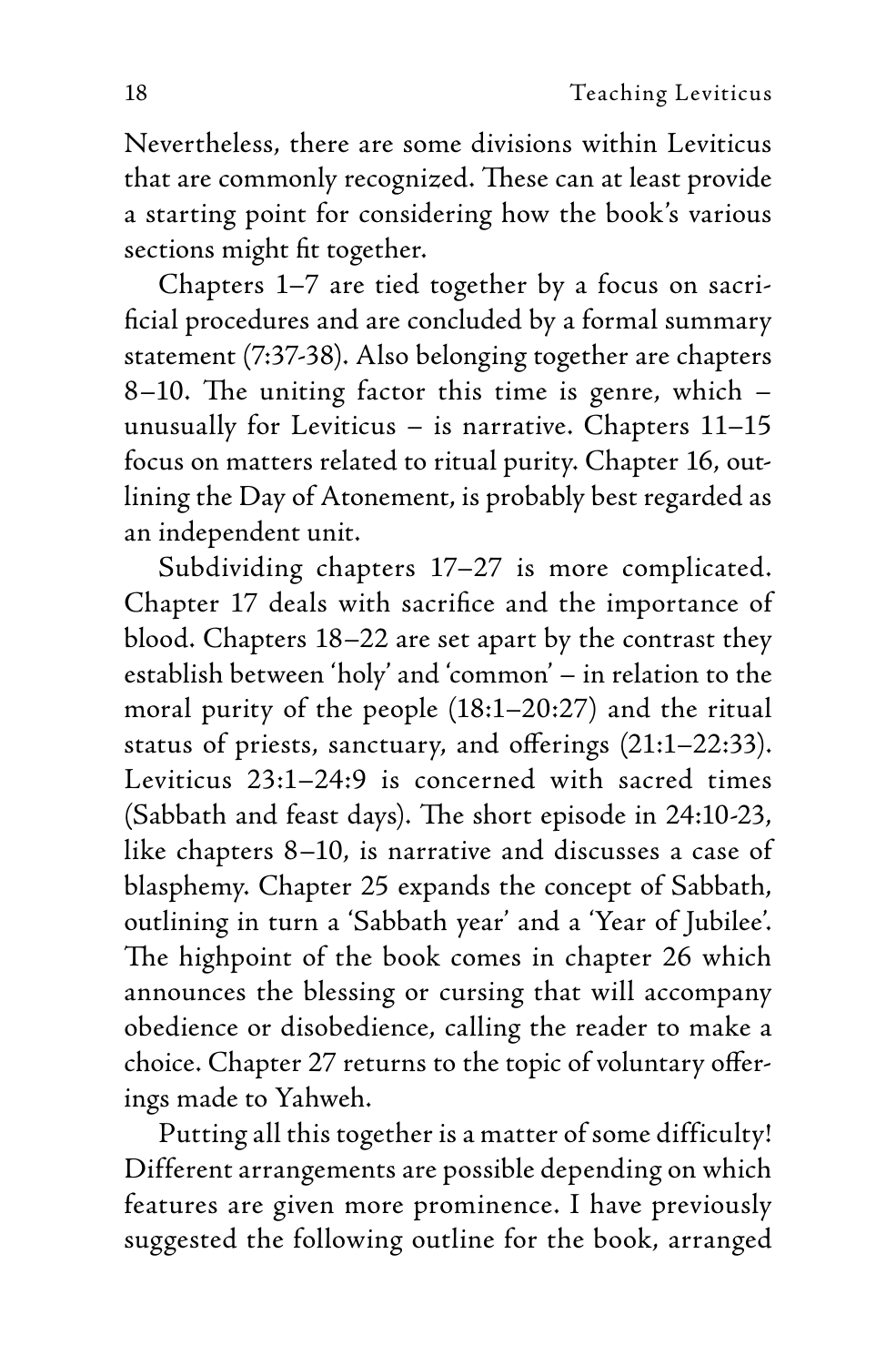Nevertheless, there are some divisions within Leviticus that are commonly recognized. These can at least provide a starting point for considering how the book's various sections might fit together.

Chapters 1–7 are tied together by a focus on sacrificial procedures and are concluded by a formal summary statement (7:37-38). Also belonging together are chapters 8–10. The uniting factor this time is genre, which – unusually for Leviticus – is narrative. Chapters 11–15 focus on matters related to ritual purity. Chapter 16, outlining the Day of Atonement, is probably best regarded as an independent unit.

Subdividing chapters 17–27 is more complicated. Chapter 17 deals with sacrifice and the importance of blood. Chapters 18–22 are set apart by the contrast they establish between 'holy' and 'common' – in relation to the moral purity of the people (18:1–20:27) and the ritual status of priests, sanctuary, and offerings (21:1–22:33). Leviticus 23:1–24:9 is concerned with sacred times (Sabbath and feast days). The short episode in 24:10-23, like chapters 8–10, is narrative and discusses a case of blasphemy. Chapter 25 expands the concept of Sabbath, outlining in turn a 'Sabbath year' and a 'Year of Jubilee'. The highpoint of the book comes in chapter 26 which announces the blessing or cursing that will accompany obedience or disobedience, calling the reader to make a choice. Chapter 27 returns to the topic of voluntary offerings made to Yahweh.

Putting all this together is a matter of some difficulty! Different arrangements are possible depending on which features are given more prominence. I have previously suggested the following outline for the book, arranged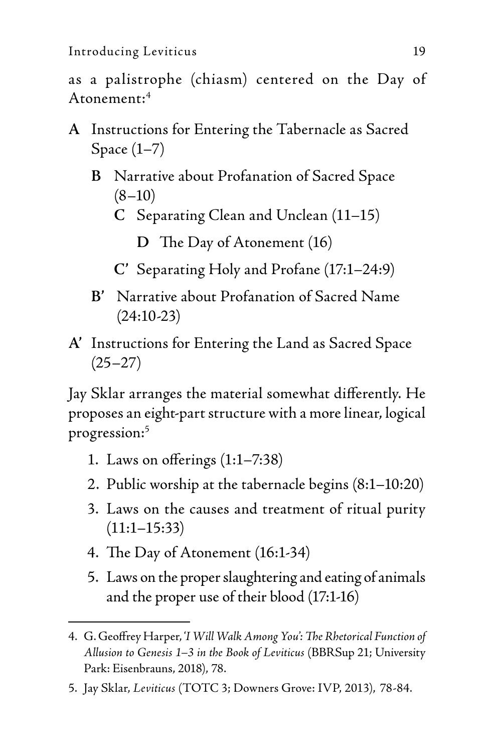as a palistrophe (chiasm) centered on the Day of Atonement:[4]

**A** Instructions for Entering the Tabernacle as Sacred Space (1–7)

> **B** Narrative about Profanation of Sacred Space (8–10)
>
> > **C** Separating Clean and Unclean (11–15)
> >
> > > **D** The Day of Atonement (16)
> >
> > **C'** Separating Holy and Profane (17:1–24:9)
>
> **B'** Narrative about Profanation of Sacred Name (24:10-23)

**A'** Instructions for Entering the Land as Sacred Space (25–27)

Jay Sklar arranges the material somewhat differently. He proposes an eight-part structure with a more linear, logical progression:[5]

1. Laws on offerings (1:1–7:38)
2. Public worship at the tabernacle begins (8:1–10:20)
3. Laws on the causes and treatment of ritual purity (11:1–15:33)
4. The Day of Atonement (16:1-34)
5. Laws on the proper slaughtering and eating of animals and the proper use of their blood (17:1-16)

---

4. G. Geoffrey Harper, *'I Will Walk Among You': The Rhetorical Function of Allusion to Genesis 1–3 in the Book of Leviticus* (BBRSup 21; University Park: Eisenbrauns, 2018), 78.

5. Jay Sklar, *Leviticus* (TOTC 3; Downers Grove: IVP, 2013), 78-84.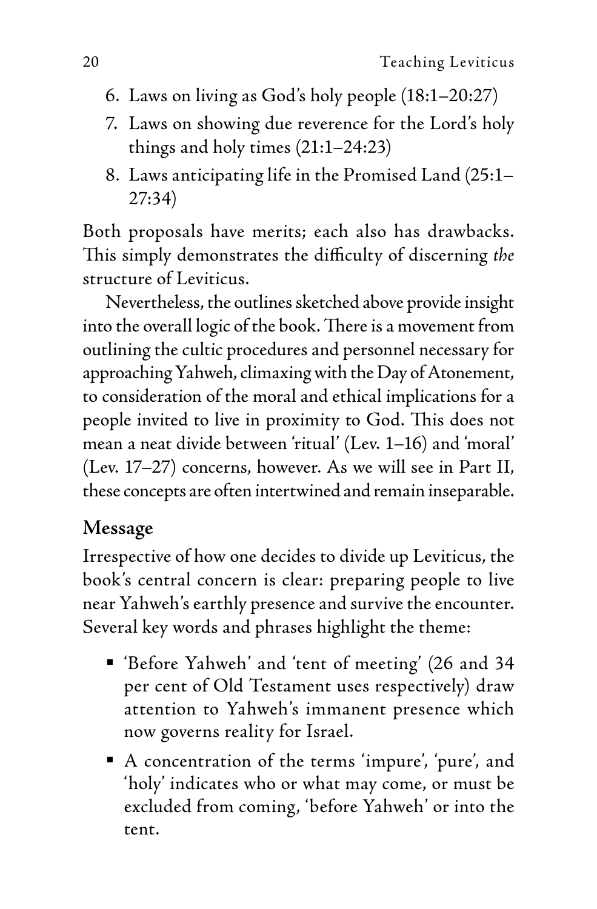6. Laws on living as God's holy people (18:1–20:27)
7. Laws on showing due reverence for the Lord's holy things and holy times (21:1–24:23)
8. Laws anticipating life in the Promised Land (25:1–27:34)

Both proposals have merits; each also has drawbacks. This simply demonstrates the difficulty of discerning *the* structure of Leviticus.

Nevertheless, the outlines sketched above provide insight into the overall logic of the book. There is a movement from outlining the cultic procedures and personnel necessary for approaching Yahweh, climaxing with the Day of Atonement, to consideration of the moral and ethical implications for a people invited to live in proximity to God. This does not mean a neat divide between 'ritual' (Lev. 1–16) and 'moral' (Lev. 17–27) concerns, however. As we will see in Part II, these concepts are often intertwined and remain inseparable.

## Message

Irrespective of how one decides to divide up Leviticus, the book's central concern is clear: preparing people to live near Yahweh's earthly presence and survive the encounter. Several key words and phrases highlight the theme:

- 'Before Yahweh' and 'tent of meeting' (26 and 34 per cent of Old Testament uses respectively) draw attention to Yahweh's immanent presence which now governs reality for Israel.
- A concentration of the terms 'impure', 'pure', and 'holy' indicates who or what may come, or must be excluded from coming, 'before Yahweh' or into the tent.